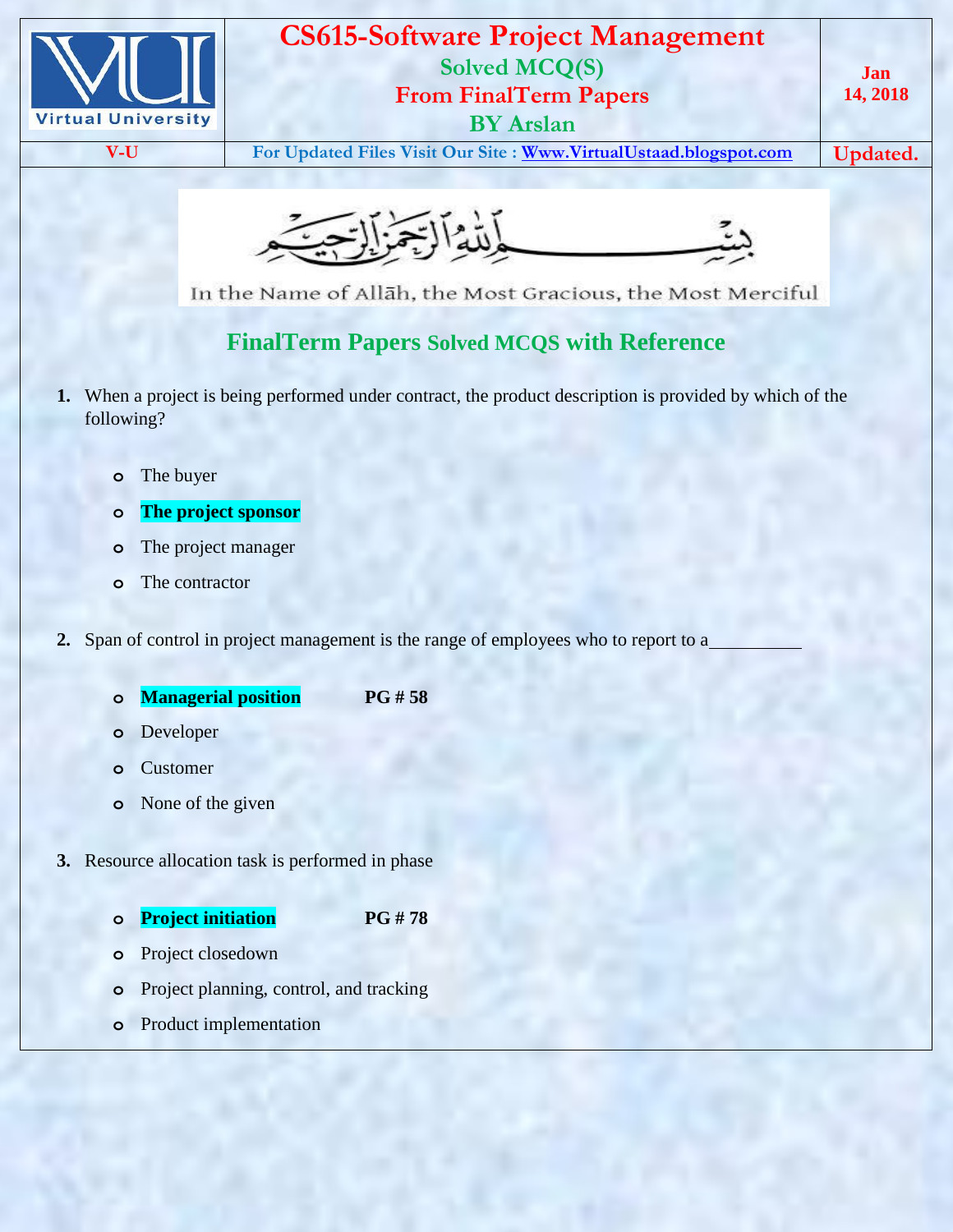# CS615-Software Project Management

## Solved MCQ(S)

## From FinalTerm Papers

## BY Arslan

Jan 14, 2018

V-U | For Updated Files Visit Our Site : Www.VirtualUstaad.blogspot.com | Updated.

بِسۡمِ ٱللَّهِ ٱلرَّحۡمَٰنِ ٱلرَّحِيمِ

In the Name of Allāh, the Most Gracious, the Most Merciful

## FinalTerm Papers Solved MCQS with Reference

**1.** When a project is being performed under contract, the product description is provided by which of the following?

- The buyer
- **The project sponsor**
- The project manager
- The contractor

**2.** Span of control in project management is the range of employees who to report to a__________

- **Managerial position** **PG # 58**
- Developer
- Customer
- None of the given

**3.** Resource allocation task is performed in phase

- **Project initiation** **PG # 78**
- Project closedown
- Project planning, control, and tracking
- Product implementation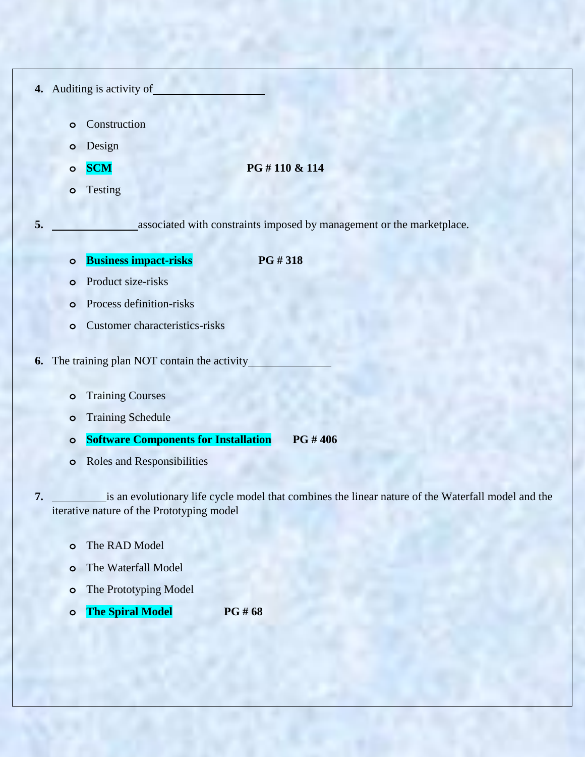4. Auditing is activity of__________________

    - Construction
    - Design
    - **SCM** **PG # 110 & 114**
    - Testing

5. ____________ associated with constraints imposed by management or the marketplace.

    - **Business impact-risks** **PG # 318**
    - Product size-risks
    - Process definition-risks
    - Customer characteristics-risks

6. The training plan NOT contain the activity____________

    - Training Courses
    - Training Schedule
    - **Software Components for Installation** **PG # 406**
    - Roles and Responsibilities

7. ________ is an evolutionary life cycle model that combines the linear nature of the Waterfall model and the iterative nature of the Prototyping model

    - The RAD Model
    - The Waterfall Model
    - The Prototyping Model
    - **The Spiral Model** **PG # 68**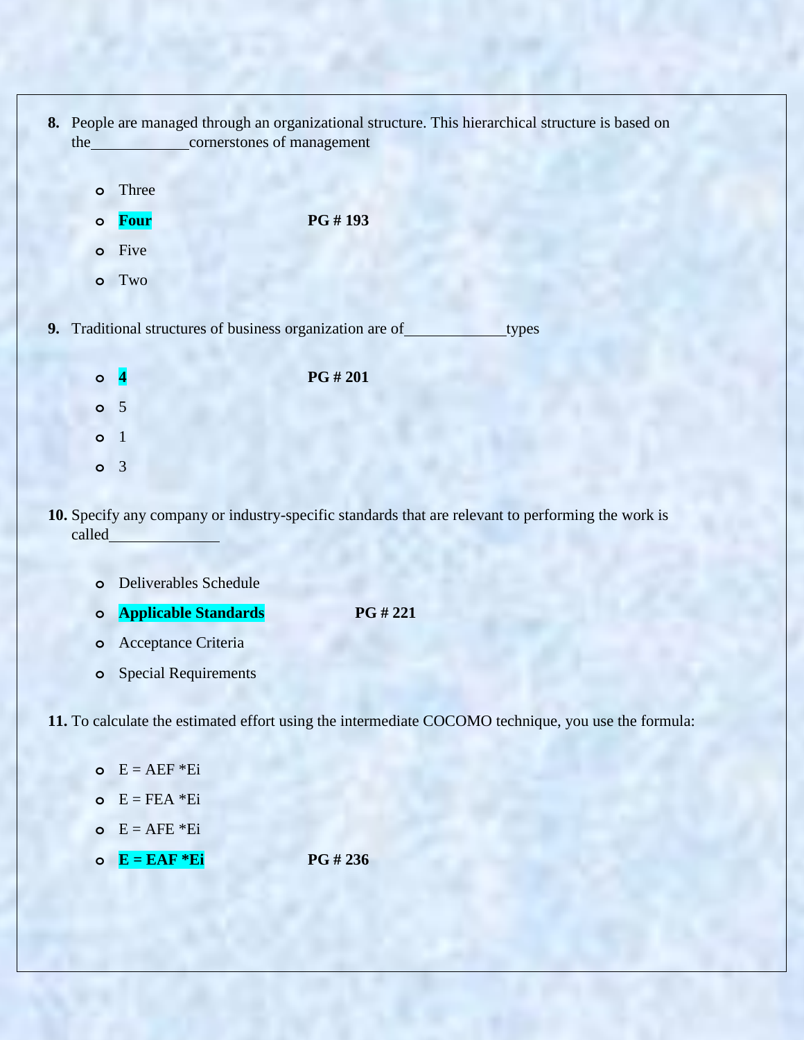**8.** People are managed through an organizational structure. This hierarchical structure is based on the____________cornerstones of management

- Three
- **Four** **PG # 193**
- Five
- Two

**9.** Traditional structures of business organization are of____________types

- **4** **PG # 201**
- 5
- 1
- 3

**10.** Specify any company or industry-specific standards that are relevant to performing the work is called______________

- Deliverables Schedule
- **Applicable Standards** **PG # 221**
- Acceptance Criteria
- Special Requirements

**11.** To calculate the estimated effort using the intermediate COCOMO technique, you use the formula:

- E = AEF *Ei
- E = FEA *Ei
- E = AFE *Ei
- **E = EAF *Ei** **PG # 236**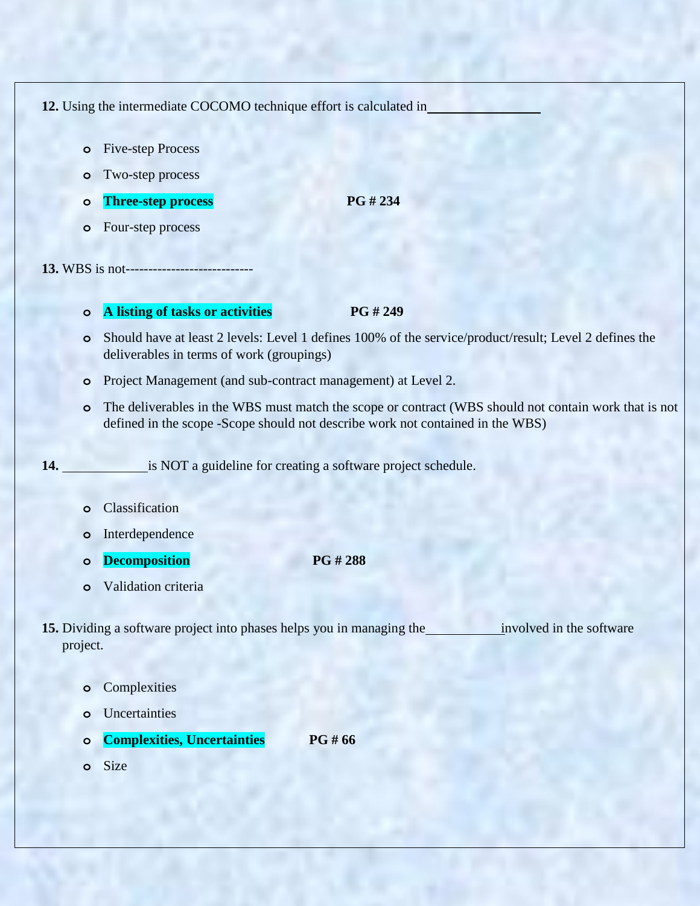**12.** Using the intermediate COCOMO technique effort is calculated in________________

- Five-step Process
- Two-step process
- **Three-step process** **PG # 234**
- Four-step process

**13.** WBS is not----------------------------

- **A listing of tasks or activities** **PG # 249**
- Should have at least 2 levels: Level 1 defines 100% of the service/product/result; Level 2 defines the deliverables in terms of work (groupings)
- Project Management (and sub-contract management) at Level 2.
- The deliverables in the WBS must match the scope or contract (WBS should not contain work that is not defined in the scope -Scope should not describe work not contained in the WBS)

**14.** ____________is NOT a guideline for creating a software project schedule.

- Classification
- Interdependence
- **Decomposition** **PG # 288**
- Validation criteria

**15.** Dividing a software project into phases helps you in managing the___________involved in the software project.

- Complexities
- Uncertainties
- **Complexities, Uncertainties** **PG # 66**
- Size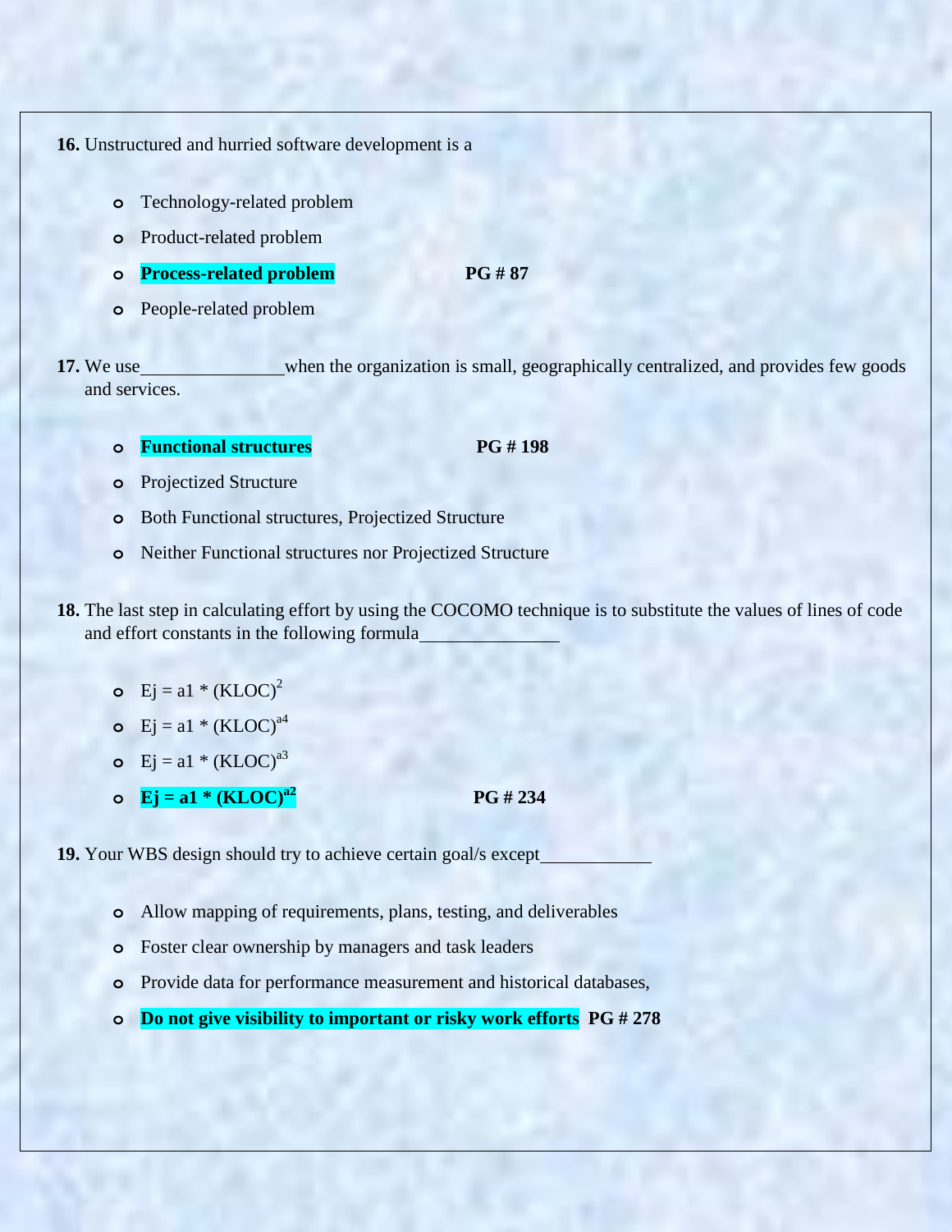**16.** Unstructured and hurried software development is a

- Technology-related problem
- Product-related problem
- **Process-related problem** **PG # 87**
- People-related problem

**17.** We use_______________when the organization is small, geographically centralized, and provides few goods and services.

- **Functional structures** **PG # 198**
- Projectized Structure
- Both Functional structures, Projectized Structure
- Neither Functional structures nor Projectized Structure

**18.** The last step in calculating effort by using the COCOMO technique is to substitute the values of lines of code and effort constants in the following formula_______________

- $Ej = a1 * (KLOC)^{2}$
- $Ej = a1 * (KLOC)^{a4}$
- $Ej = a1 * (KLOC)^{a3}$
- **$Ej = a1 * (KLOC)^{a2}$** **PG # 234**

**19.** Your WBS design should try to achieve certain goal/s except____________

- Allow mapping of requirements, plans, testing, and deliverables
- Foster clear ownership by managers and task leaders
- Provide data for performance measurement and historical databases,
- **Do not give visibility to important or risky work efforts** **PG # 278**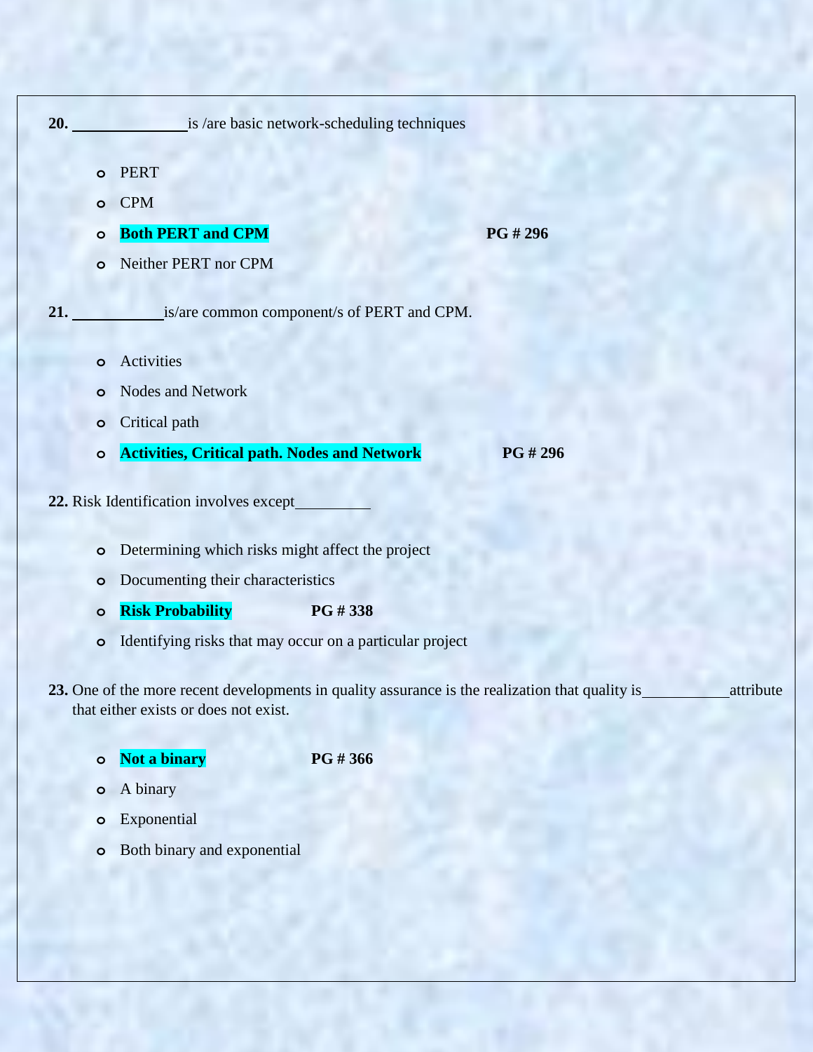**20.** ______________ is /are basic network-scheduling techniques

- PERT
- CPM
- **Both PERT and CPM** **PG # 296**
- Neither PERT nor CPM

**21.** ___________ is/are common component/s of PERT and CPM.

- Activities
- Nodes and Network
- Critical path
- **Activities, Critical path. Nodes and Network** **PG # 296**

**22.** Risk Identification involves except_________

- Determining which risks might affect the project
- Documenting their characteristics
- **Risk Probability** **PG # 338**
- Identifying risks that may occur on a particular project

**23.** One of the more recent developments in quality assurance is the realization that quality is__________ attribute that either exists or does not exist.

- **Not a binary** **PG # 366**
- A binary
- Exponential
- Both binary and exponential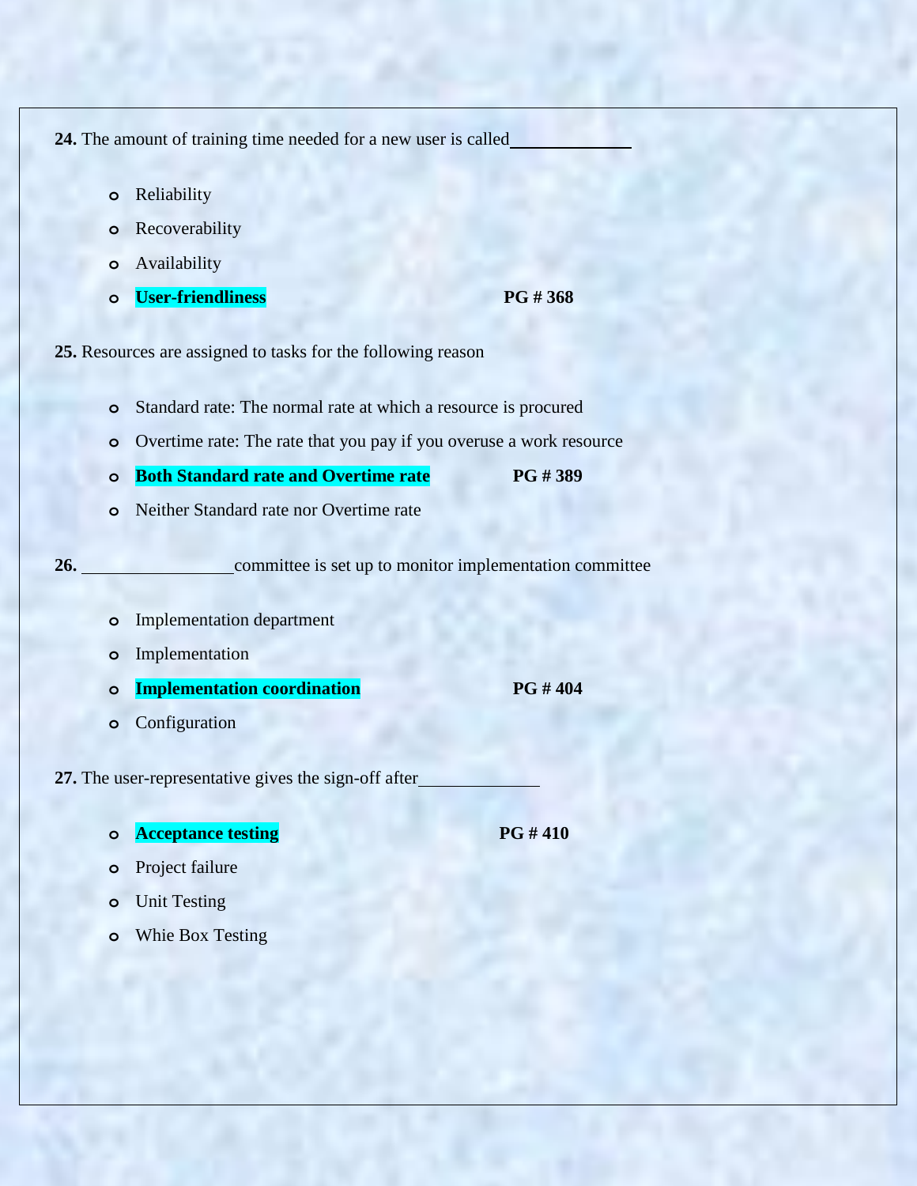**24.** The amount of training time needed for a new user is called____________

- Reliability
- Recoverability
- Availability
- **User-friendliness** **PG # 368**

**25.** Resources are assigned to tasks for the following reason

- Standard rate: The normal rate at which a resource is procured
- Overtime rate: The rate that you pay if you overuse a work resource
- **Both Standard rate and Overtime rate** **PG # 389**
- Neither Standard rate nor Overtime rate

**26.** ________________committee is set up to monitor implementation committee

- Implementation department
- Implementation
- **Implementation coordination** **PG # 404**
- Configuration

**27.** The user-representative gives the sign-off after____________

- **Acceptance testing** **PG # 410**
- Project failure
- Unit Testing
- Whie Box Testing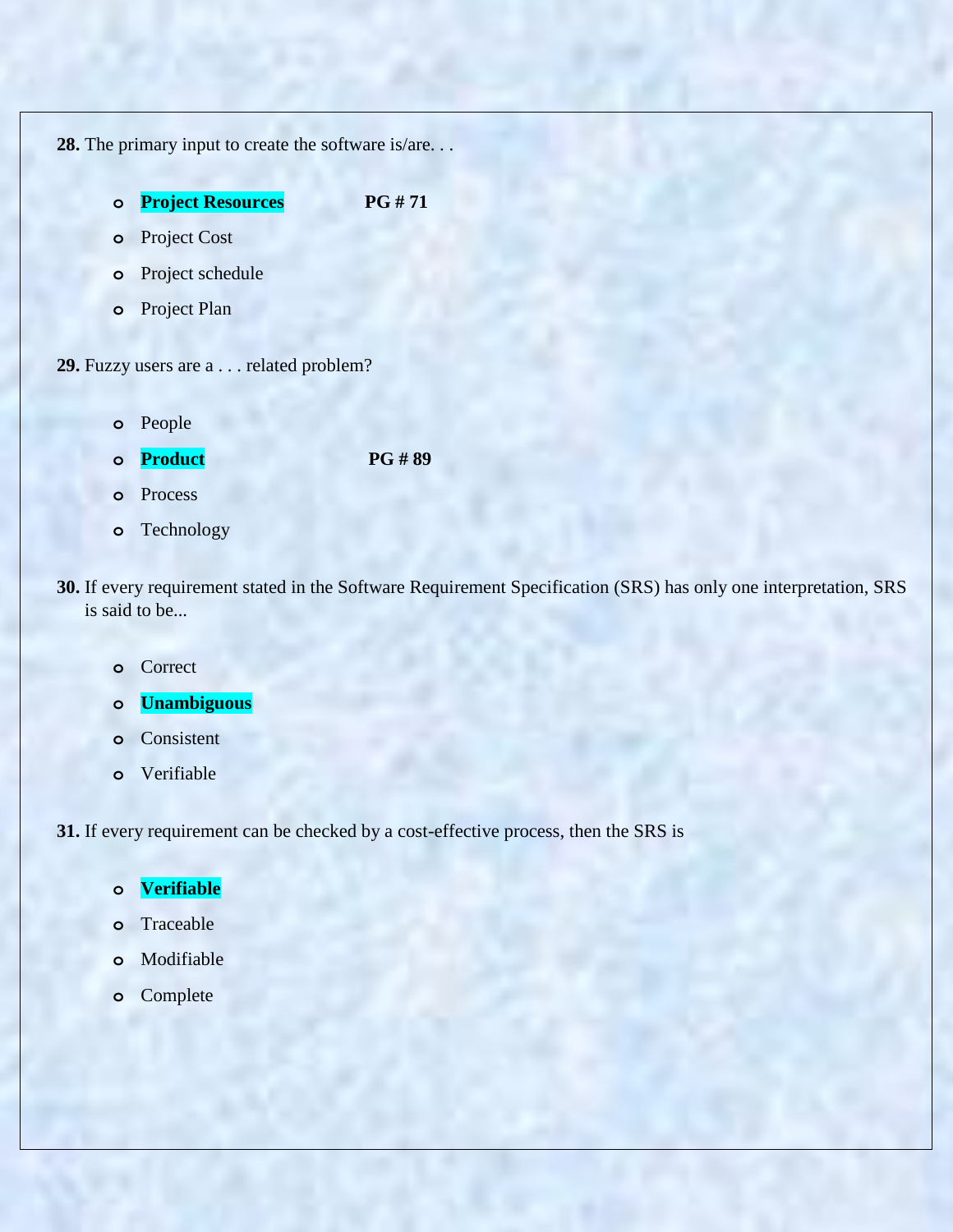**28.** The primary input to create the software is/are. . .

- **Project Resources** **PG # 71**
- Project Cost
- Project schedule
- Project Plan

**29.** Fuzzy users are a . . . related problem?

- People
- **Product** **PG # 89**
- Process
- Technology

**30.** If every requirement stated in the Software Requirement Specification (SRS) has only one interpretation, SRS is said to be...

- Correct
- **Unambiguous**
- Consistent
- Verifiable

**31.** If every requirement can be checked by a cost-effective process, then the SRS is

- **Verifiable**
- Traceable
- Modifiable
- Complete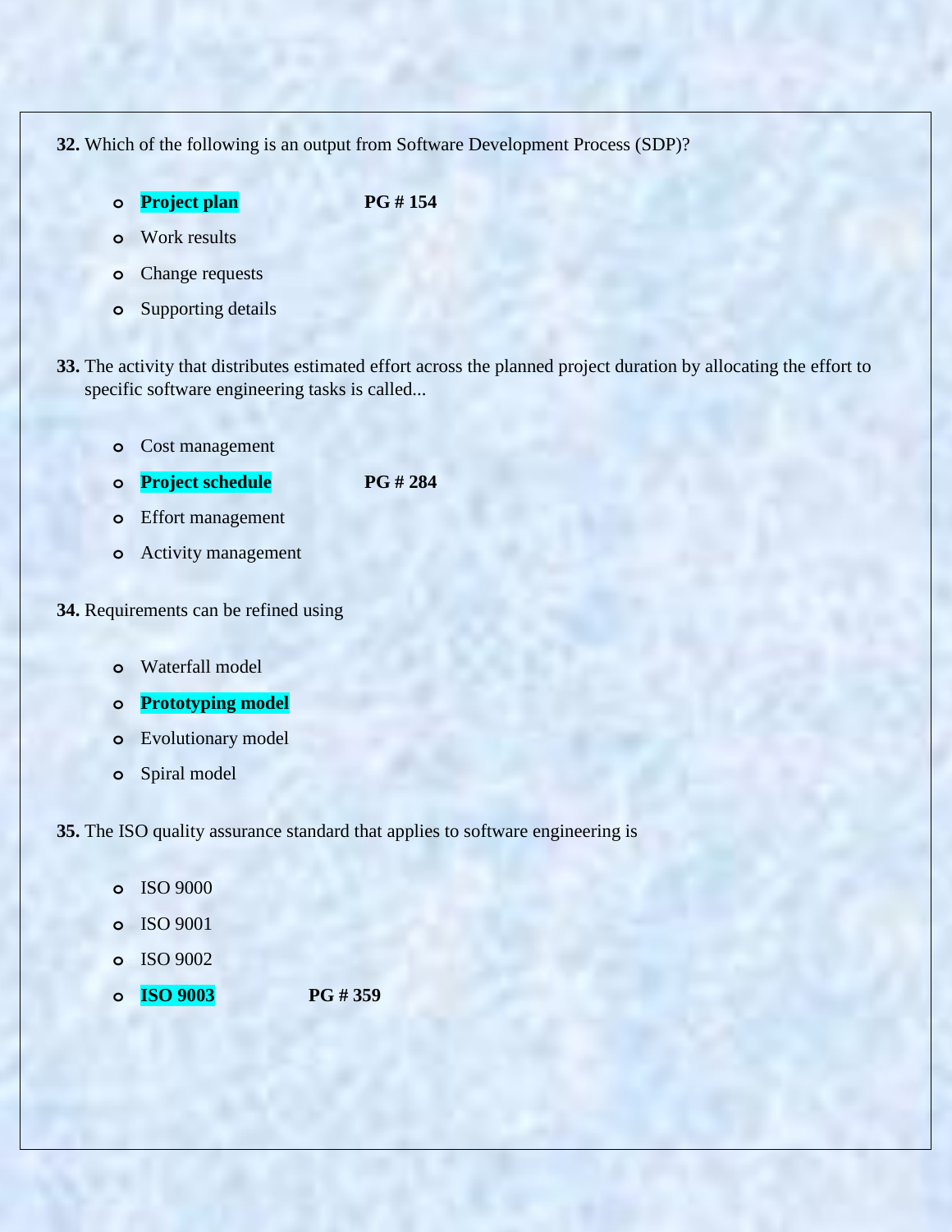**32.** Which of the following is an output from Software Development Process (SDP)?

- **Project plan** **PG # 154**
- Work results
- Change requests
- Supporting details

**33.** The activity that distributes estimated effort across the planned project duration by allocating the effort to specific software engineering tasks is called...

- Cost management
- **Project schedule** **PG # 284**
- Effort management
- Activity management

**34.** Requirements can be refined using

- Waterfall model
- **Prototyping model**
- Evolutionary model
- Spiral model

**35.** The ISO quality assurance standard that applies to software engineering is

- ISO 9000
- ISO 9001
- ISO 9002
- **ISO 9003** **PG # 359**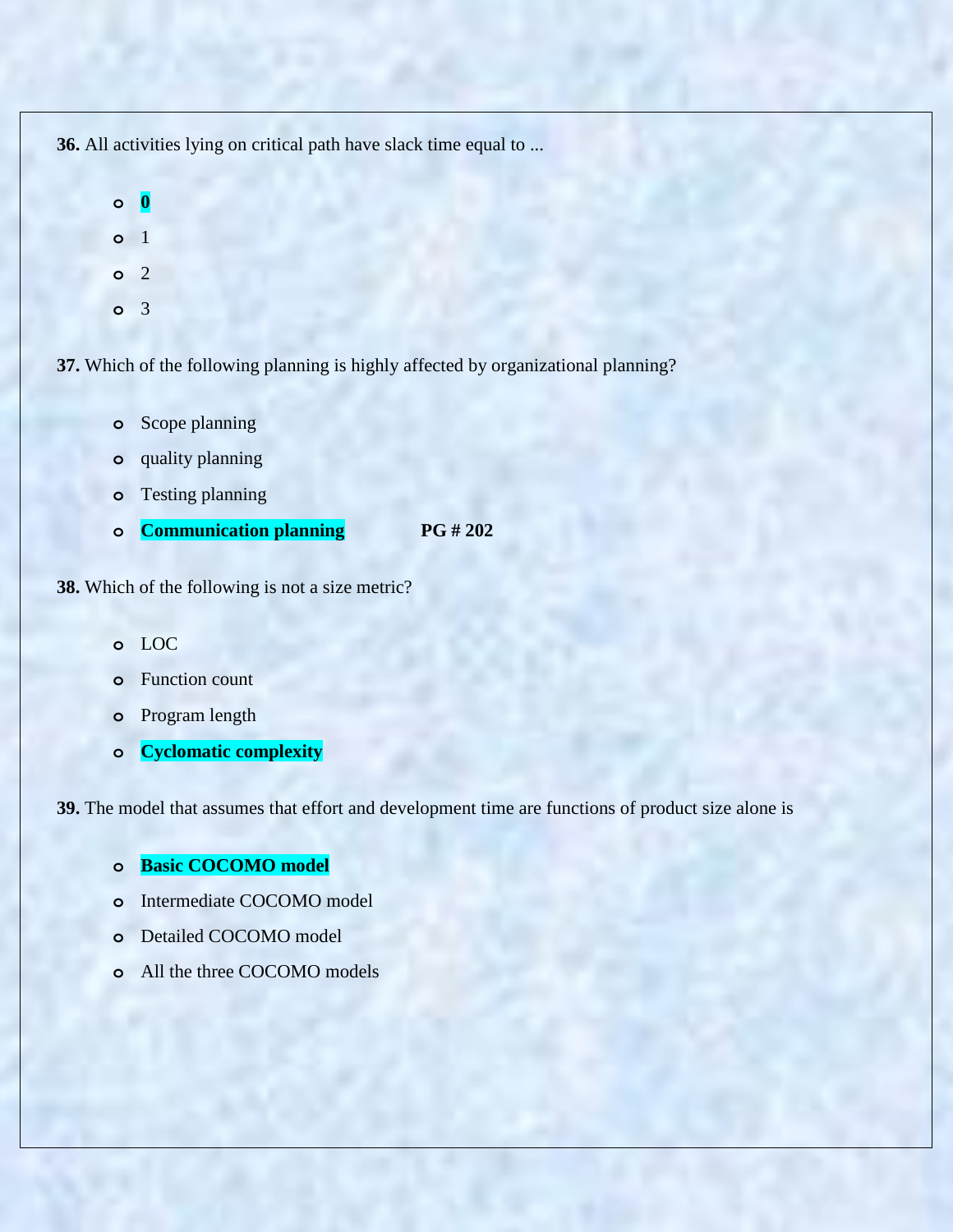**36.** All activities lying on critical path have slack time equal to ...

- **0**
- 1
- 2
- 3

**37.** Which of the following planning is highly affected by organizational planning?

- Scope planning
- quality planning
- Testing planning
- **Communication planning** **PG # 202**

**38.** Which of the following is not a size metric?

- LOC
- Function count
- Program length
- **Cyclomatic complexity**

**39.** The model that assumes that effort and development time are functions of product size alone is

- **Basic COCOMO model**
- Intermediate COCOMO model
- Detailed COCOMO model
- All the three COCOMO models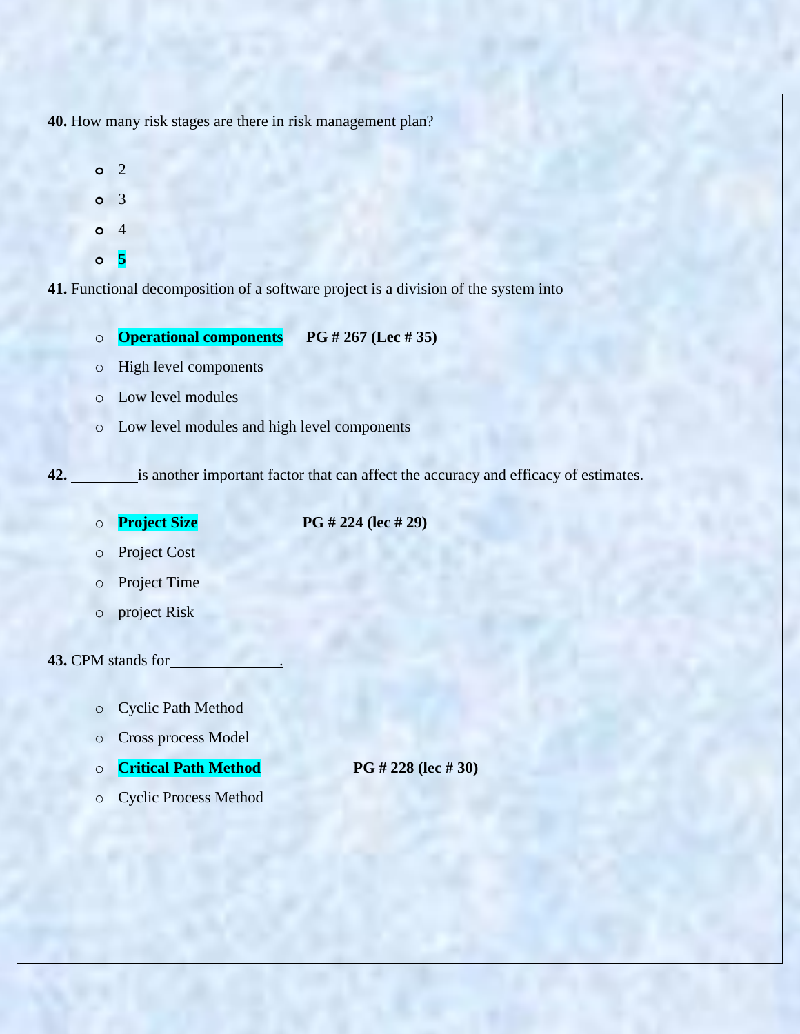**40.** How many risk stages are there in risk management plan?

- 2
- 3
- 4
- **5**

**41.** Functional decomposition of a software project is a division of the system into

- **Operational components** **PG # 267 (Lec # 35)**
- High level components
- Low level modules
- Low level modules and high level components

**42.** ________ is another important factor that can affect the accuracy and efficacy of estimates.

- **Project Size** **PG # 224 (lec # 29)**
- Project Cost
- Project Time
- project Risk

**43.** CPM stands for______________.

- Cyclic Path Method
- Cross process Model
- **Critical Path Method** **PG # 228 (lec # 30)**
- Cyclic Process Method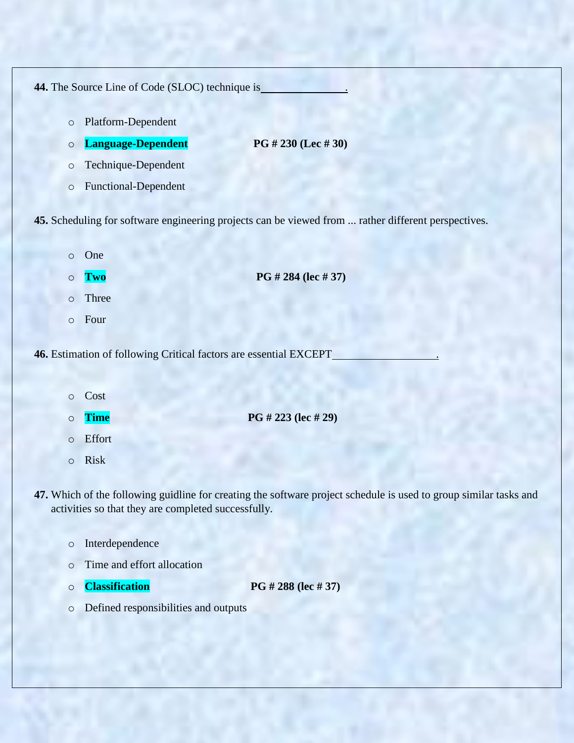**44.** The Source Line of Code (SLOC) technique is\_\_\_\_\_\_\_\_\_\_\_\_\_\_.

- Platform-Dependent
- **Language-Dependent** **PG # 230 (Lec # 30)**
- Technique-Dependent
- Functional-Dependent

**45.** Scheduling for software engineering projects can be viewed from ... rather different perspectives.

- One
- **Two** **PG # 284 (lec # 37)**
- Three
- Four

**46.** Estimation of following Critical factors are essential EXCEPT\_\_\_\_\_\_\_\_\_\_\_\_\_\_\_\_\_.

- Cost
- **Time** **PG # 223 (lec # 29)**
- Effort
- Risk

**47.** Which of the following guidline for creating the software project schedule is used to group similar tasks and activities so that they are completed successfully.

- Interdependence
- Time and effort allocation
- **Classification** **PG # 288 (lec # 37)**
- Defined responsibilities and outputs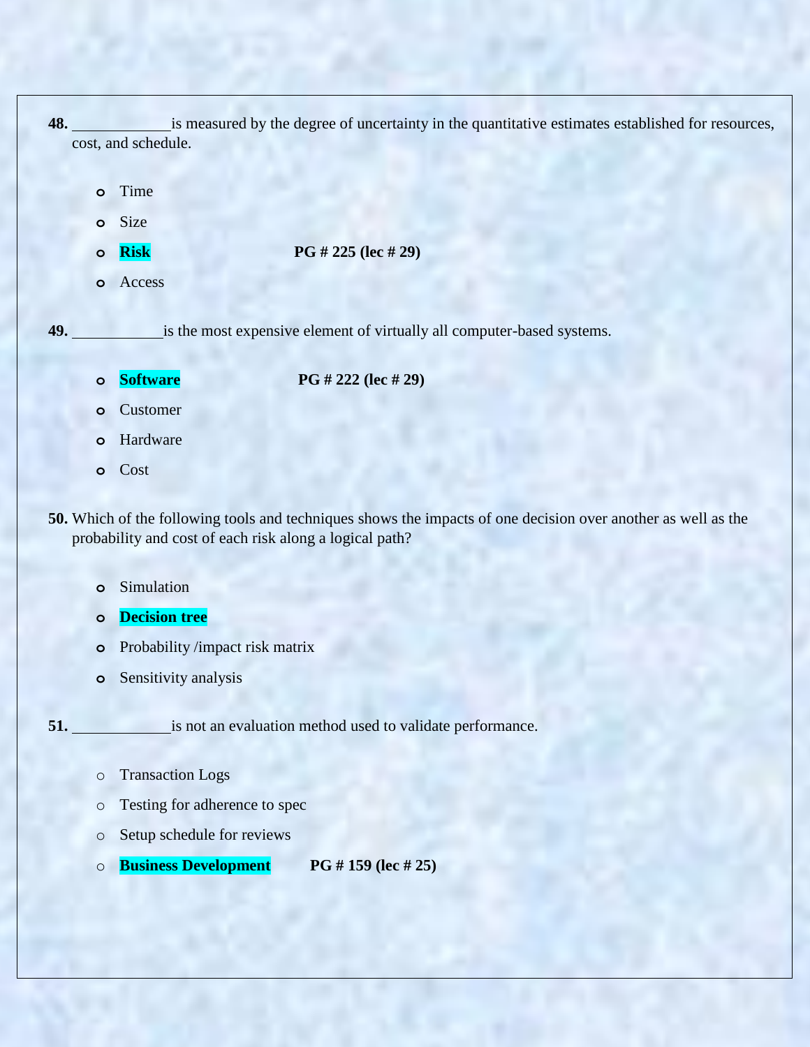**48.** ____________ is measured by the degree of uncertainty in the quantitative estimates established for resources, cost, and schedule.

- Time
- Size
- **Risk** **PG # 225 (lec # 29)**
- Access

**49.** ____________ is the most expensive element of virtually all computer-based systems.

- **Software** **PG # 222 (lec # 29)**
- Customer
- Hardware
- Cost

**50.** Which of the following tools and techniques shows the impacts of one decision over another as well as the probability and cost of each risk along a logical path?

- Simulation
- **Decision tree**
- Probability /impact risk matrix
- Sensitivity analysis

**51.** ____________ is not an evaluation method used to validate performance.

- Transaction Logs
- Testing for adherence to spec
- Setup schedule for reviews
- **Business Development** **PG # 159 (lec # 25)**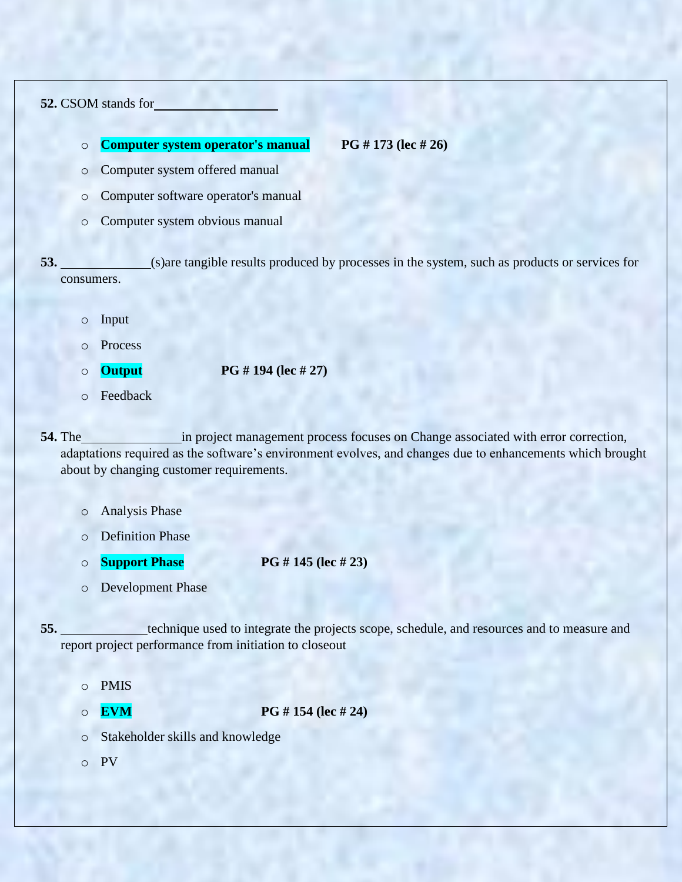**52.** CSOM stands for\_\_\_\_\_\_\_\_\_\_\_\_\_\_\_\_\_\_

- **Computer system operator's manual** **PG # 173 (lec # 26)**
- Computer system offered manual
- Computer software operator's manual
- Computer system obvious manual

**53.** \_\_\_\_\_\_\_\_\_\_\_\_\_(s)are tangible results produced by processes in the system, such as products or services for consumers.

- Input
- Process
- **Output** **PG # 194 (lec # 27)**
- Feedback

**54.** The\_\_\_\_\_\_\_\_\_\_\_\_\_\_\_in project management process focuses on Change associated with error correction, adaptations required as the software's environment evolves, and changes due to enhancements which brought about by changing customer requirements.

- Analysis Phase
- Definition Phase
- **Support Phase** **PG # 145 (lec # 23)**
- Development Phase

**55.** \_\_\_\_\_\_\_\_\_\_\_\_technique used to integrate the projects scope, schedule, and resources and to measure and report project performance from initiation to closeout

- PMIS
- **EVM** **PG # 154 (lec # 24)**
- Stakeholder skills and knowledge
- PV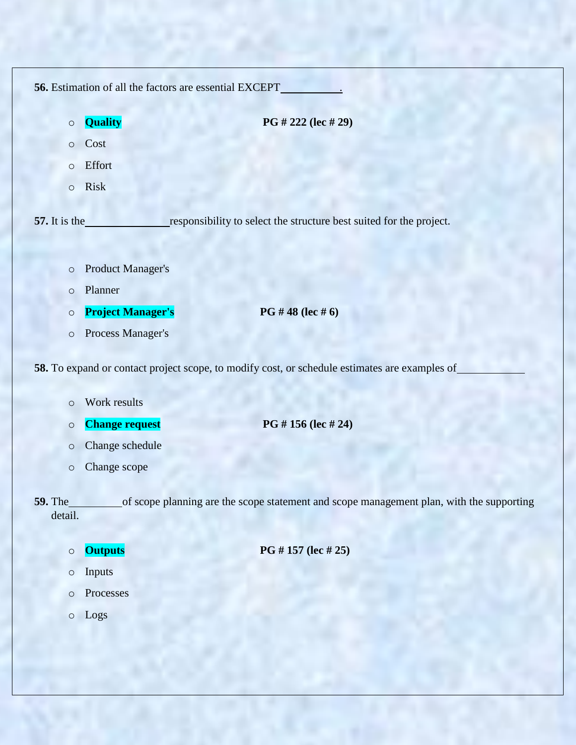**56.** Estimation of all the factors are essential EXCEPT__________.

- **Quality** **PG # 222 (lec # 29)**
- Cost
- Effort
- Risk

**57.** It is the______________responsibility to select the structure best suited for the project.

- Product Manager's
- Planner
- **Project Manager's** **PG # 48 (lec # 6)**
- Process Manager's

**58.** To expand or contact project scope, to modify cost, or schedule estimates are examples of____________

- Work results
- **Change request** **PG # 156 (lec # 24)**
- Change schedule
- Change scope

**59.** The_________of scope planning are the scope statement and scope management plan, with the supporting detail.

- **Outputs** **PG # 157 (lec # 25)**
- Inputs
- Processes
- Logs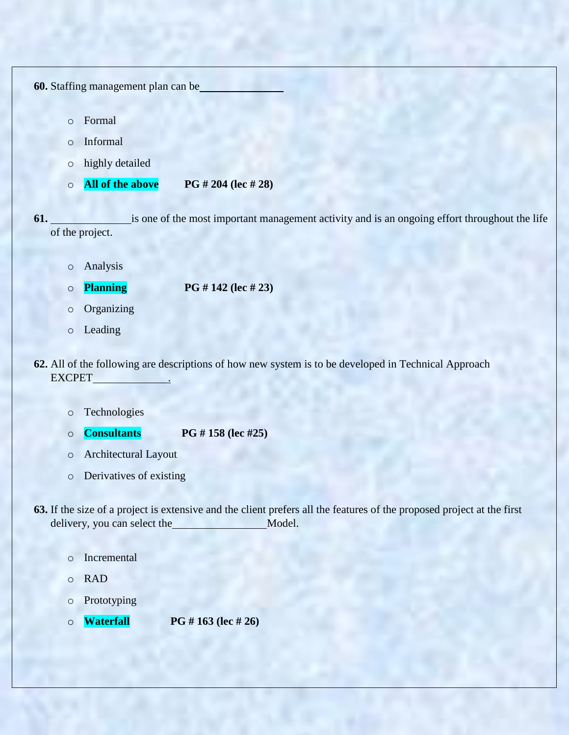**60.** Staffing management plan can be\_\_\_\_\_\_\_\_\_\_\_\_\_\_\_

- Formal
- Informal
- highly detailed
- **All of the above** **PG # 204 (lec # 28)**

**61.** \_\_\_\_\_\_\_\_\_\_\_\_\_\_\_is one of the most important management activity and is an ongoing effort throughout the life of the project.

- Analysis
- **Planning** **PG # 142 (lec # 23)**
- Organizing
- Leading

**62.** All of the following are descriptions of how new system is to be developed in Technical Approach EXCPET\_\_\_\_\_\_\_\_\_\_\_\_\_\_.

- Technologies
- **Consultants** **PG # 158 (lec #25)**
- Architectural Layout
- Derivatives of existing

**63.** If the size of a project is extensive and the client prefers all the features of the proposed project at the first delivery, you can select the\_\_\_\_\_\_\_\_\_\_\_\_\_\_\_\_\_Model.

- Incremental
- RAD
- Prototyping
- **Waterfall** **PG # 163 (lec # 26)**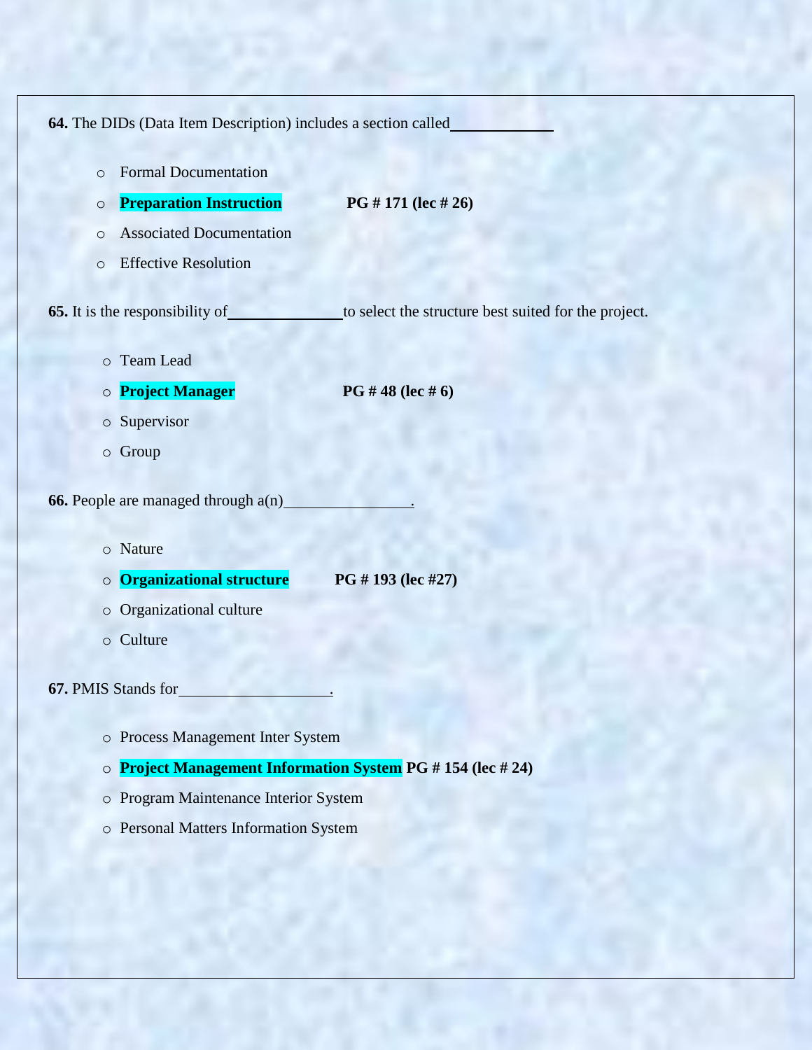**64.** The DIDs (Data Item Description) includes a section called\_\_\_\_\_\_\_\_\_\_\_\_

- Formal Documentation
- **Preparation Instruction** **PG # 171 (lec # 26)**
- Associated Documentation
- Effective Resolution

**65.** It is the responsibility of\_\_\_\_\_\_\_\_\_\_\_\_\_\_to select the structure best suited for the project.

- Team Lead
- **Project Manager** **PG # 48 (lec # 6)**
- Supervisor
- Group

**66.** People are managed through a(n)\_\_\_\_\_\_\_\_\_\_\_\_\_\_\_\_.

- Nature
- **Organizational structure** **PG # 193 (lec #27)**
- Organizational culture
- Culture

**67.** PMIS Stands for\_\_\_\_\_\_\_\_\_\_\_\_\_\_\_\_\_\_\_.

- Process Management Inter System
- **Project Management Information System** **PG # 154 (lec # 24)**
- Program Maintenance Interior System
- Personal Matters Information System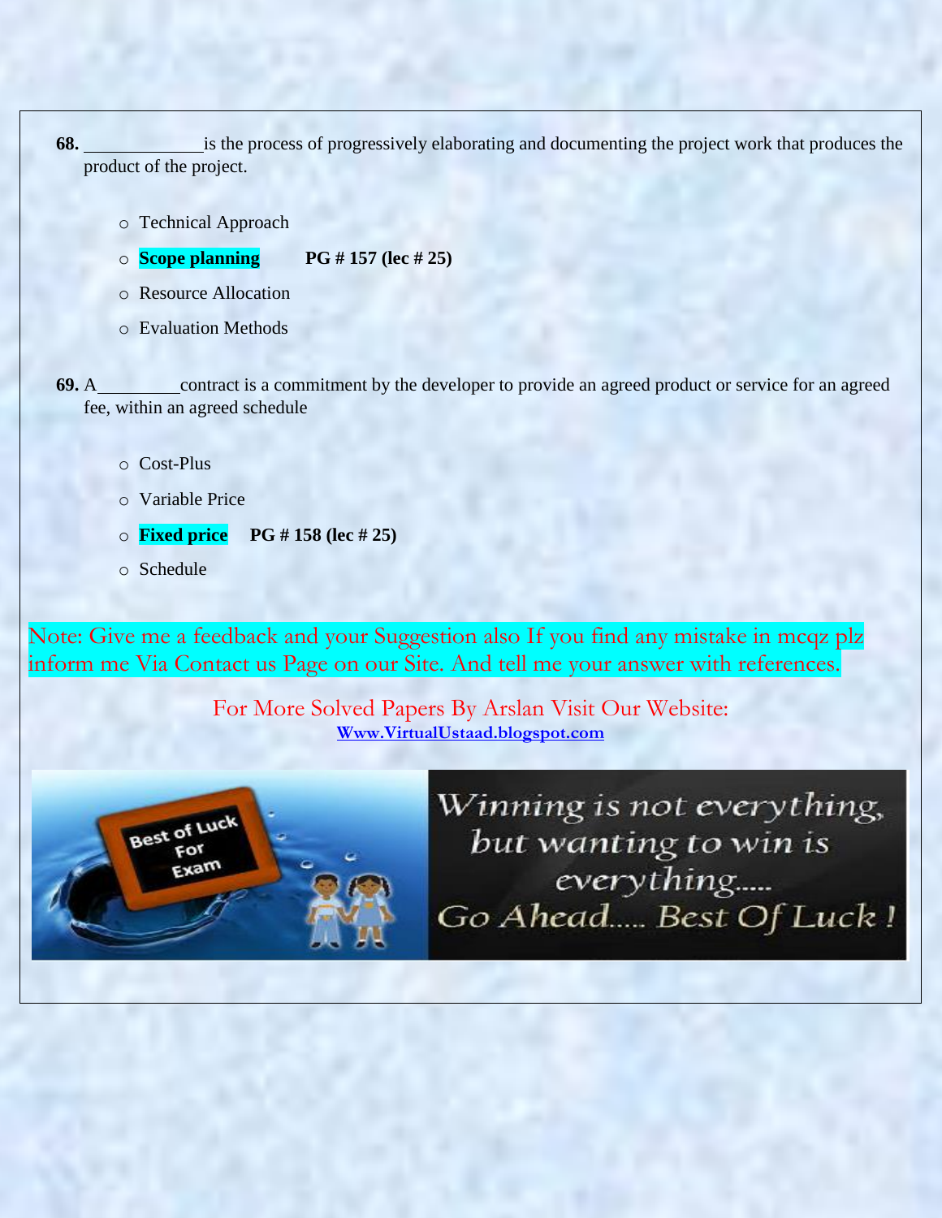**68.** \_\_\_\_\_\_\_\_\_\_\_\_\_is the process of progressively elaborating and documenting the project work that produces the product of the project.

- Technical Approach
- **Scope planning** **PG # 157 (lec # 25)**
- Resource Allocation
- Evaluation Methods

**69.** A\_\_\_\_\_\_\_\_\_contract is a commitment by the developer to provide an agreed product or service for an agreed fee, within an agreed schedule

- Cost-Plus
- Variable Price
- **Fixed price** **PG # 158 (lec # 25)**
- Schedule

Note: Give me a feedback and your Suggestion also If you find any mistake in mcqz plz inform me Via Contact us Page on our Site. And tell me your answer with references.

For More Solved Papers By Arslan Visit Our Website:
**Www.VirtualUstaad.blogspot.com**

Best of Luck For Exam

Winning is not everything, but wanting to win is everything..... Go Ahead..... Best Of Luck !